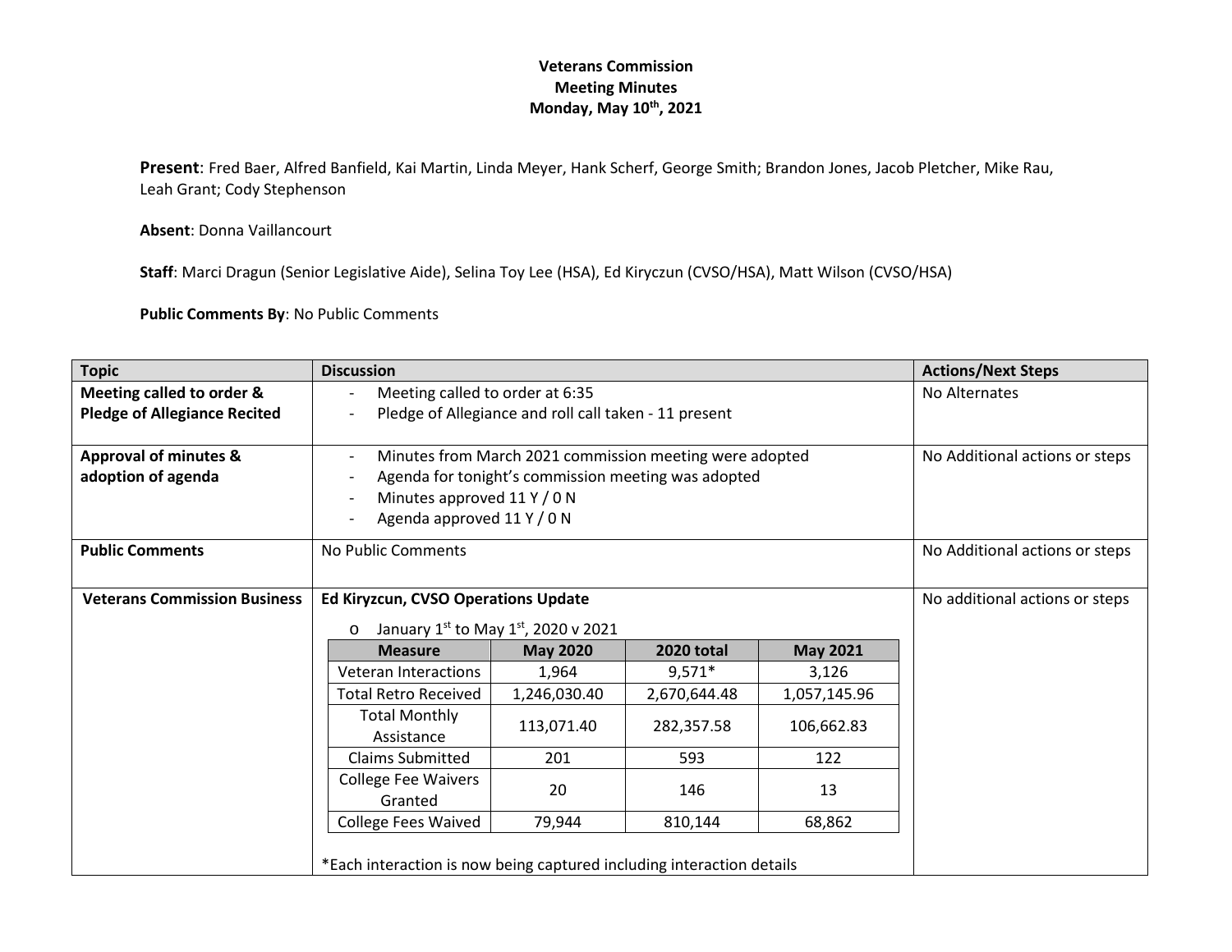**Veterans Commission**
**Meeting Minutes**
**Monday, May 10th, 2021**

**Present**: Fred Baer, Alfred Banfield, Kai Martin, Linda Meyer, Hank Scherf, George Smith; Brandon Jones, Jacob Pletcher, Mike Rau, Leah Grant; Cody Stephenson

**Absent**: Donna Vaillancourt

**Staff**: Marci Dragun (Senior Legislative Aide), Selina Toy Lee (HSA), Ed Kiryczun (CVSO/HSA), Matt Wilson (CVSO/HSA)

**Public Comments By**: No Public Comments

| Topic | Discussion | Actions/Next Steps |
|---|---|---|
| **Meeting called to order & Pledge of Allegiance Recited** | - Meeting called to order at 6:35<br>- Pledge of Allegiance and roll call taken - 11 present | No Alternates |
| **Approval of minutes & adoption of agenda** | - Minutes from March 2021 commission meeting were adopted<br>- Agenda for tonight's commission meeting was adopted<br>- Minutes approved 11 Y / 0 N<br>- Agenda approved 11 Y / 0 N | No Additional actions or steps |
| **Public Comments** | No Public Comments | No Additional actions or steps |
| **Veterans Commission Business** | **Ed Kiryzcun, CVSO Operations Update**<br>o January 1st to May 1st, 2020 v 2021<br>(see table below)<br>*Each interaction is now being captured including interaction details | No additional actions or steps |

| Measure | May 2020 | 2020 total | May 2021 |
|---|---|---|---|
| Veteran Interactions | 1,964 | 9,571* | 3,126 |
| Total Retro Received | 1,246,030.40 | 2,670,644.48 | 1,057,145.96 |
| Total Monthly Assistance | 113,071.40 | 282,357.58 | 106,662.83 |
| Claims Submitted | 201 | 593 | 122 |
| College Fee Waivers Granted | 20 | 146 | 13 |
| College Fees Waived | 79,944 | 810,144 | 68,862 |

*Each interaction is now being captured including interaction details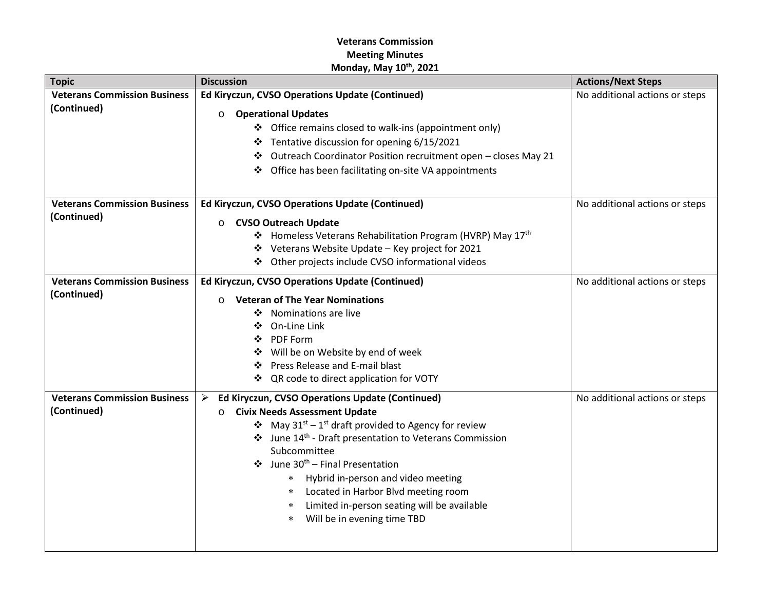**Veterans Commission**
**Meeting Minutes**
**Monday, May 10th, 2021**

| Topic | Discussion | Actions/Next Steps |
|---|---|---|
| **Veterans Commission Business (Continued)** | **Ed Kiryczun, CVSO Operations Update (Continued)**<br>o **Operational Updates**<br>❖ Office remains closed to walk-ins (appointment only)<br>❖ Tentative discussion for opening 6/15/2021<br>❖ Outreach Coordinator Position recruitment open – closes May 21<br>❖ Office has been facilitating on-site VA appointments | No additional actions or steps |
| **Veterans Commission Business (Continued)** | **Ed Kiryczun, CVSO Operations Update (Continued)**<br>o **CVSO Outreach Update**<br>❖ Homeless Veterans Rehabilitation Program (HVRP) May 17th<br>❖ Veterans Website Update – Key project for 2021<br>❖ Other projects include CVSO informational videos | No additional actions or steps |
| **Veterans Commission Business (Continued)** | **Ed Kiryczun, CVSO Operations Update (Continued)**<br>o **Veteran of The Year Nominations**<br>❖ Nominations are live<br>❖ On-Line Link<br>❖ PDF Form<br>❖ Will be on Website by end of week<br>❖ Press Release and E-mail blast<br>❖ QR code to direct application for VOTY | No additional actions or steps |
| **Veterans Commission Business (Continued)** | ➢ **Ed Kiryczun, CVSO Operations Update (Continued)**<br>o **Civix Needs Assessment Update**<br>❖ May 31st – 1st draft provided to Agency for review<br>❖ June 14th - Draft presentation to Veterans Commission Subcommittee<br>❖ June 30th – Final Presentation<br>* Hybrid in-person and video meeting<br>* Located in Harbor Blvd meeting room<br>* Limited in-person seating will be available<br>* Will be in evening time TBD | No additional actions or steps |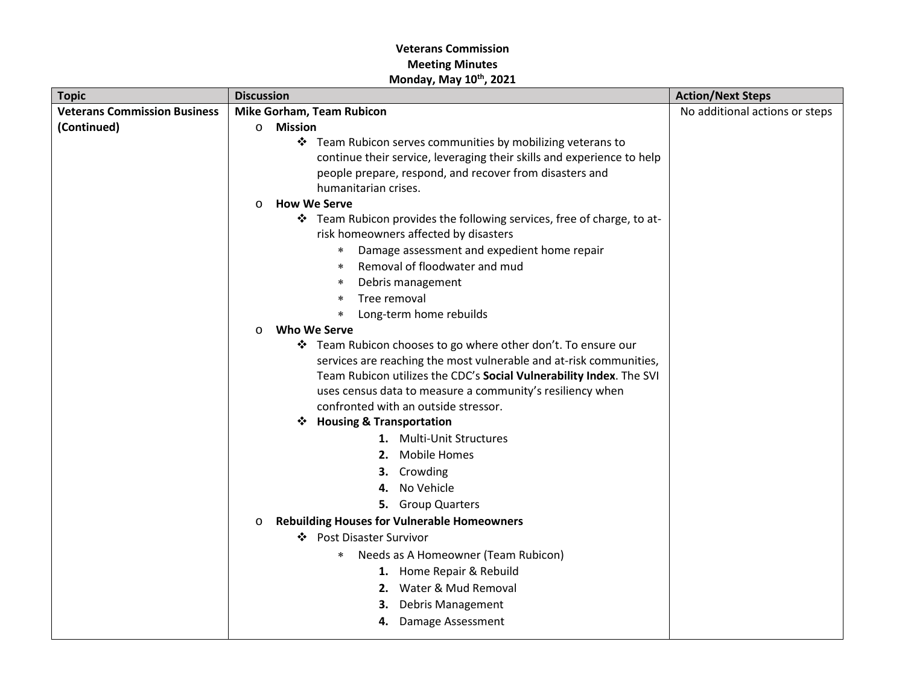**Veterans Commission**
**Meeting Minutes**
**Monday, May 10th, 2021**

| Topic | Discussion | Action/Next Steps |
|---|---|---|
| **Veterans Commission Business (Continued)** | **Mike Gorham, Team Rubicon**<br>o **Mission**<br>❖ Team Rubicon serves communities by mobilizing veterans to continue their service, leveraging their skills and experience to help people prepare, respond, and recover from disasters and humanitarian crises.<br>o **How We Serve**<br>❖ Team Rubicon provides the following services, free of charge, to at-risk homeowners affected by disasters<br>∗ Damage assessment and expedient home repair<br>∗ Removal of floodwater and mud<br>∗ Debris management<br>∗ Tree removal<br>∗ Long-term home rebuilds<br>o **Who We Serve**<br>❖ Team Rubicon chooses to go where other don't. To ensure our services are reaching the most vulnerable and at-risk communities, Team Rubicon utilizes the CDC's **Social Vulnerability Index**. The SVI uses census data to measure a community's resiliency when confronted with an outside stressor.<br>❖ **Housing & Transportation**<br>**1.** Multi-Unit Structures<br>**2.** Mobile Homes<br>**3.** Crowding<br>**4.** No Vehicle<br>**5.** Group Quarters<br>o **Rebuilding Houses for Vulnerable Homeowners**<br>❖ Post Disaster Survivor<br>∗ Needs as A Homeowner (Team Rubicon)<br>**1.** Home Repair & Rebuild<br>**2.** Water & Mud Removal<br>**3.** Debris Management<br>**4.** Damage Assessment | No additional actions or steps |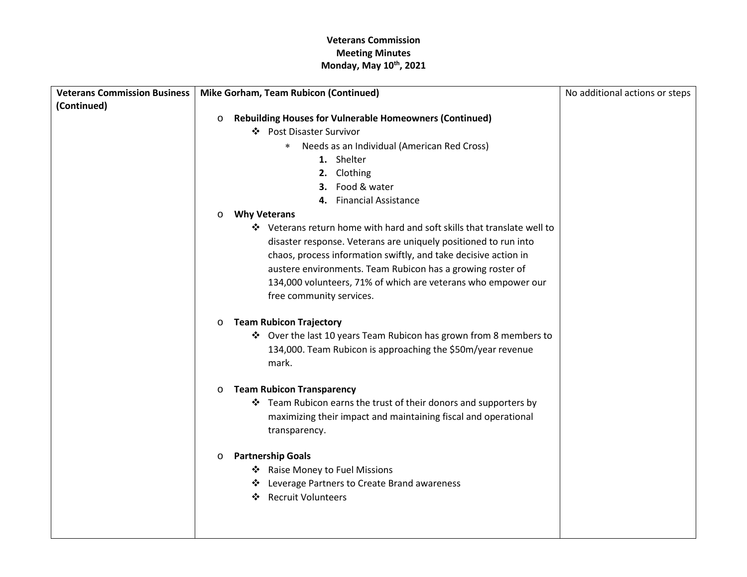**Veterans Commission**
**Meeting Minutes**
**Monday, May 10th, 2021**

| **Veterans Commission Business (Continued)** | **Mike Gorham, Team Rubicon (Continued)**<br><br>o **Rebuilding Houses for Vulnerable Homeowners (Continued)**<br>❖ Post Disaster Survivor<br>* Needs as an Individual (American Red Cross)<br>**1.** Shelter<br>**2.** Clothing<br>**3.** Food & water<br>**4.** Financial Assistance<br>o **Why Veterans**<br>❖ Veterans return home with hard and soft skills that translate well to disaster response. Veterans are uniquely positioned to run into chaos, process information swiftly, and take decisive action in austere environments. Team Rubicon has a growing roster of 134,000 volunteers, 71% of which are veterans who empower our free community services.<br><br>o **Team Rubicon Trajectory**<br>❖ Over the last 10 years Team Rubicon has grown from 8 members to 134,000. Team Rubicon is approaching the $50m/year revenue mark.<br><br>o **Team Rubicon Transparency**<br>❖ Team Rubicon earns the trust of their donors and supporters by maximizing their impact and maintaining fiscal and operational transparency.<br><br>o **Partnership Goals**<br>❖ Raise Money to Fuel Missions<br>❖ Leverage Partners to Create Brand awareness<br>❖ Recruit Volunteers | No additional actions or steps |
|---|---|---|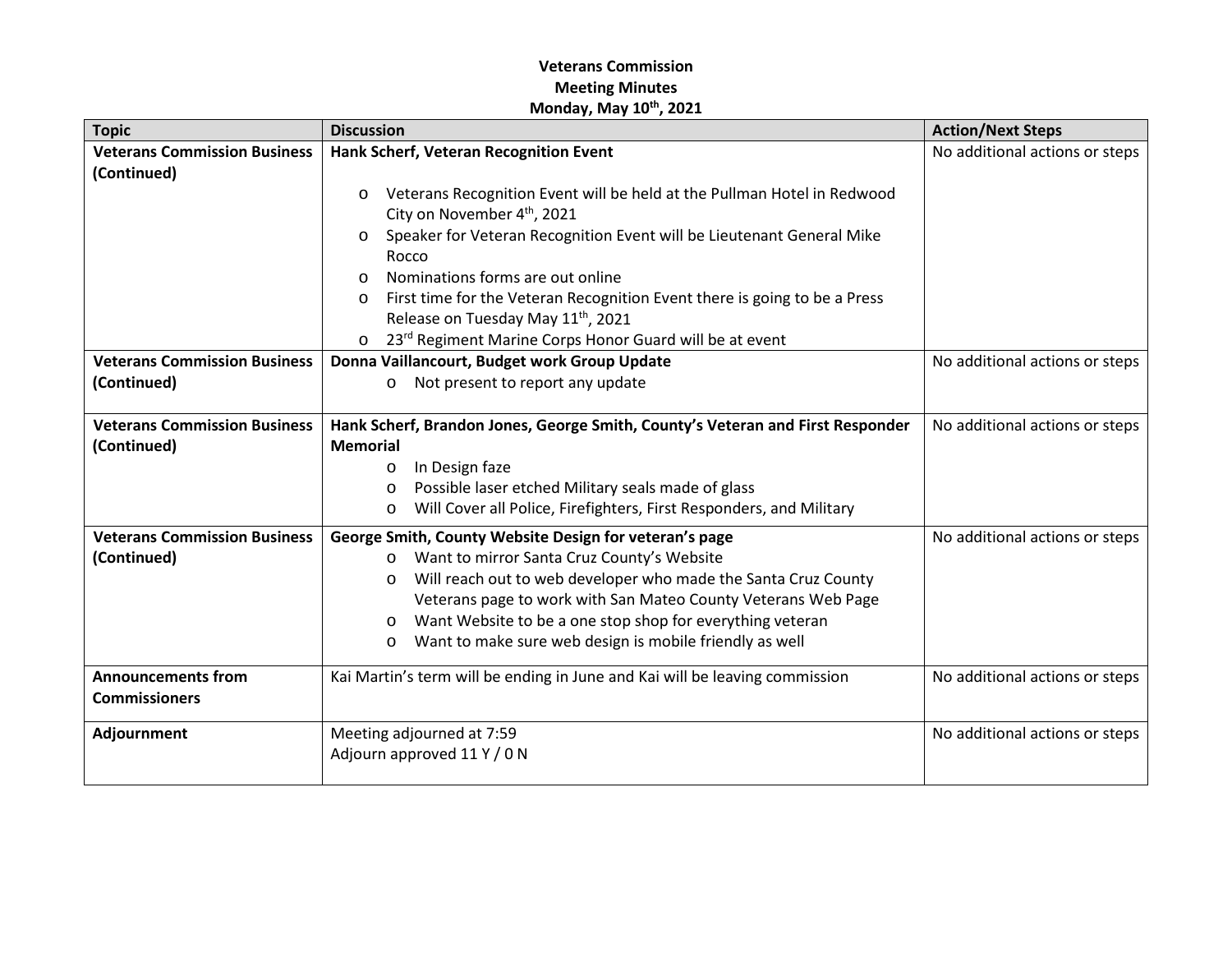**Veterans Commission**
**Meeting Minutes**
**Monday, May 10th, 2021**

| Topic | Discussion | Action/Next Steps |
| --- | --- | --- |
| **Veterans Commission Business (Continued)** | **Hank Scherf, Veteran Recognition Event**<br><br>- Veterans Recognition Event will be held at the Pullman Hotel in Redwood City on November 4th, 2021<br>- Speaker for Veteran Recognition Event will be Lieutenant General Mike Rocco<br>- Nominations forms are out online<br>- First time for the Veteran Recognition Event there is going to be a Press Release on Tuesday May 11th, 2021<br>- 23rd Regiment Marine Corps Honor Guard will be at event | No additional actions or steps |
| **Veterans Commission Business (Continued)** | **Donna Vaillancourt, Budget work Group Update**<br>- Not present to report any update | No additional actions or steps |
| **Veterans Commission Business (Continued)** | **Hank Scherf, Brandon Jones, George Smith, County's Veteran and First Responder Memorial**<br>- In Design faze<br>- Possible laser etched Military seals made of glass<br>- Will Cover all Police, Firefighters, First Responders, and Military | No additional actions or steps |
| **Veterans Commission Business (Continued)** | **George Smith, County Website Design for veteran's page**<br>- Want to mirror Santa Cruz County's Website<br>- Will reach out to web developer who made the Santa Cruz County Veterans page to work with San Mateo County Veterans Web Page<br>- Want Website to be a one stop shop for everything veteran<br>- Want to make sure web design is mobile friendly as well | No additional actions or steps |
| **Announcements from Commissioners** | Kai Martin's term will be ending in June and Kai will be leaving commission | No additional actions or steps |
| **Adjournment** | Meeting adjourned at 7:59<br>Adjourn approved 11 Y / 0 N | No additional actions or steps |